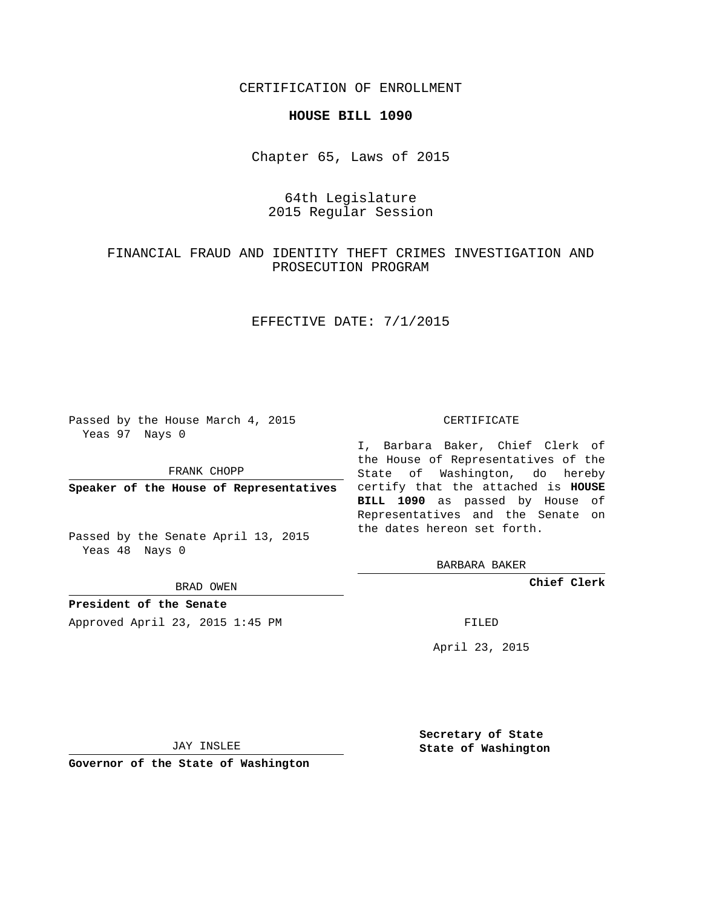CERTIFICATION OF ENROLLMENT

**HOUSE BILL 1090**

Chapter 65, Laws of 2015

64th Legislature
2015 Regular Session

FINANCIAL FRAUD AND IDENTITY THEFT CRIMES INVESTIGATION AND PROSECUTION PROGRAM

EFFECTIVE DATE: 7/1/2015

Passed by the House March 4, 2015
Yeas 97 Nays 0

FRANK CHOPP

**Speaker of the House of Representatives**

Passed by the Senate April 13, 2015
Yeas 48 Nays 0

BRAD OWEN

**President of the Senate**

Approved April 23, 2015 1:45 PM

JAY INSLEE

**Governor of the State of Washington**

CERTIFICATE

I, Barbara Baker, Chief Clerk of the House of Representatives of the State of Washington, do hereby certify that the attached is **HOUSE BILL 1090** as passed by House of Representatives and the Senate on the dates hereon set forth.

BARBARA BAKER

**Chief Clerk**

FILED

April 23, 2015

**Secretary of State**
**State of Washington**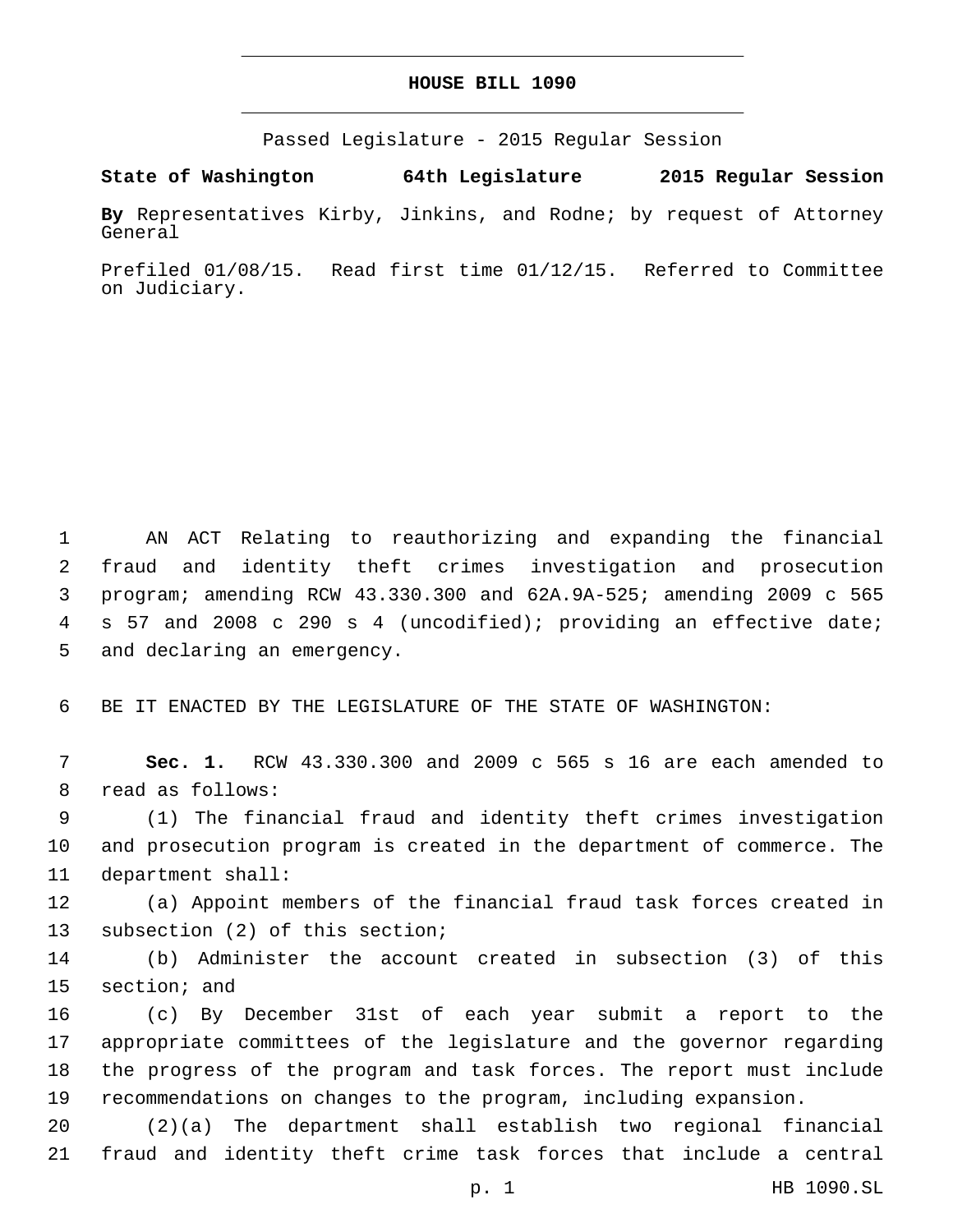**HOUSE BILL 1090**

Passed Legislature - 2015 Regular Session

**State of Washington 64th Legislature 2015 Regular Session**

**By** Representatives Kirby, Jinkins, and Rodne; by request of Attorney General

Prefiled 01/08/15. Read first time 01/12/15. Referred to Committee on Judiciary.

AN ACT Relating to reauthorizing and expanding the financial fraud and identity theft crimes investigation and prosecution program; amending RCW 43.330.300 and 62A.9A-525; amending 2009 c 565 s 57 and 2008 c 290 s 4 (uncodified); providing an effective date; and declaring an emergency.

BE IT ENACTED BY THE LEGISLATURE OF THE STATE OF WASHINGTON:

**Sec. 1.** RCW 43.330.300 and 2009 c 565 s 16 are each amended to read as follows:

(1) The financial fraud and identity theft crimes investigation and prosecution program is created in the department of commerce. The department shall:

(a) Appoint members of the financial fraud task forces created in subsection (2) of this section;

(b) Administer the account created in subsection (3) of this section; and

(c) By December 31st of each year submit a report to the appropriate committees of the legislature and the governor regarding the progress of the program and task forces. The report must include recommendations on changes to the program, including expansion.

(2)(a) The department shall establish two regional financial fraud and identity theft crime task forces that include a central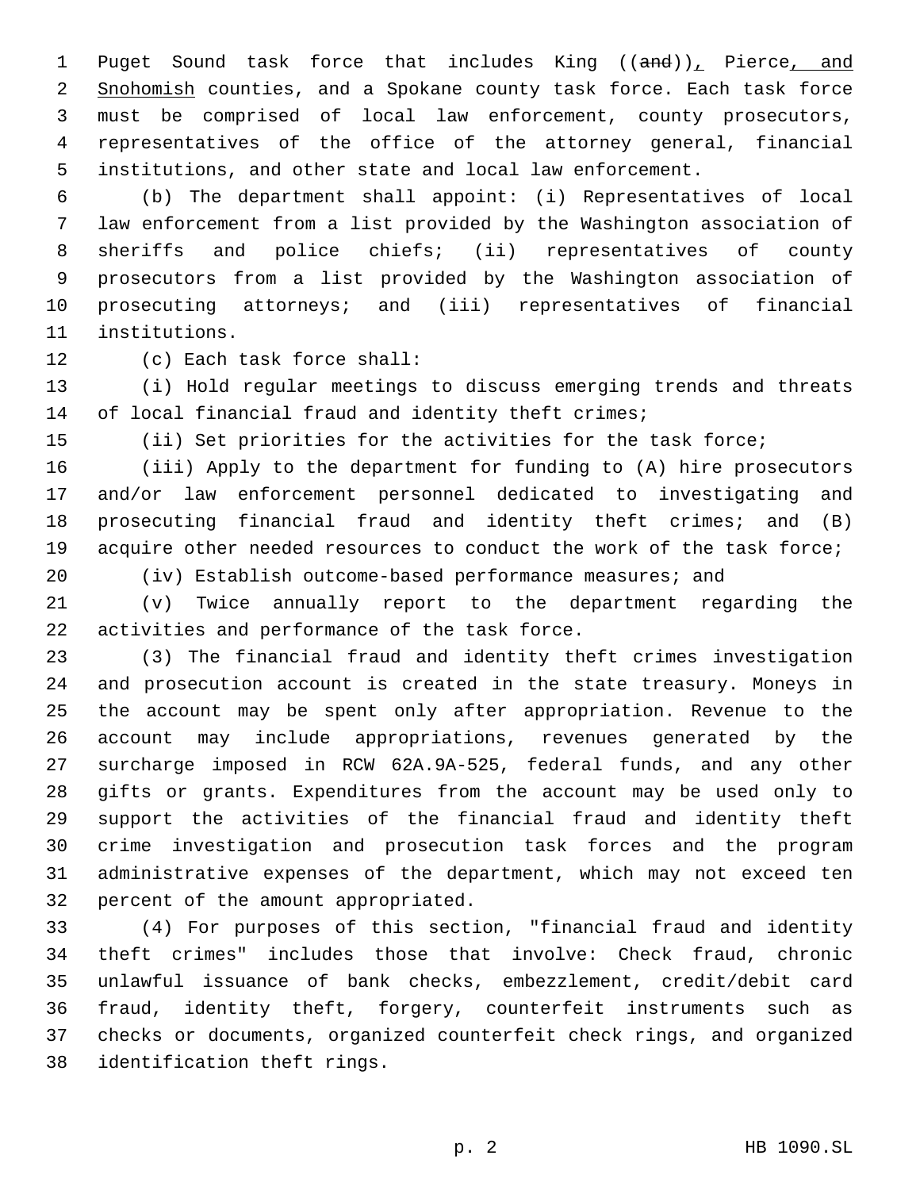Puget Sound task force that includes King ((~~and~~)), Pierce, and Snohomish counties, and a Spokane county task force. Each task force must be comprised of local law enforcement, county prosecutors, representatives of the office of the attorney general, financial institutions, and other state and local law enforcement.

(b) The department shall appoint: (i) Representatives of local law enforcement from a list provided by the Washington association of sheriffs and police chiefs; (ii) representatives of county prosecutors from a list provided by the Washington association of prosecuting attorneys; and (iii) representatives of financial institutions.

(c) Each task force shall:

(i) Hold regular meetings to discuss emerging trends and threats of local financial fraud and identity theft crimes;

(ii) Set priorities for the activities for the task force;

(iii) Apply to the department for funding to (A) hire prosecutors and/or law enforcement personnel dedicated to investigating and prosecuting financial fraud and identity theft crimes; and (B) acquire other needed resources to conduct the work of the task force;

(iv) Establish outcome-based performance measures; and

(v) Twice annually report to the department regarding the activities and performance of the task force.

(3) The financial fraud and identity theft crimes investigation and prosecution account is created in the state treasury. Moneys in the account may be spent only after appropriation. Revenue to the account may include appropriations, revenues generated by the surcharge imposed in RCW 62A.9A-525, federal funds, and any other gifts or grants. Expenditures from the account may be used only to support the activities of the financial fraud and identity theft crime investigation and prosecution task forces and the program administrative expenses of the department, which may not exceed ten percent of the amount appropriated.

(4) For purposes of this section, "financial fraud and identity theft crimes" includes those that involve: Check fraud, chronic unlawful issuance of bank checks, embezzlement, credit/debit card fraud, identity theft, forgery, counterfeit instruments such as checks or documents, organized counterfeit check rings, and organized identification theft rings.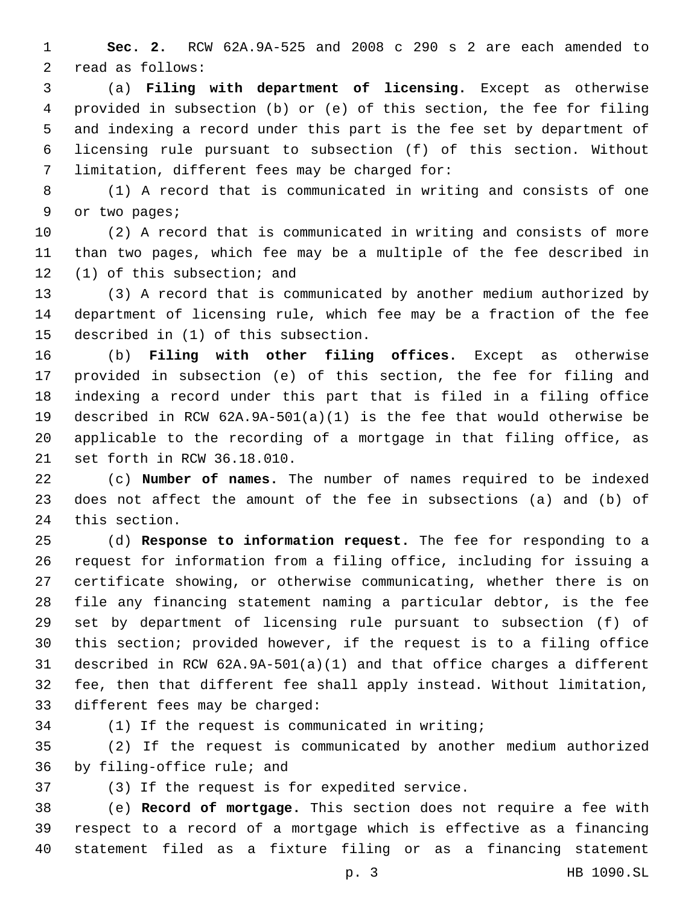**Sec. 2.** RCW 62A.9A-525 and 2008 c 290 s 2 are each amended to read as follows:

(a) **Filing with department of licensing.** Except as otherwise provided in subsection (b) or (e) of this section, the fee for filing and indexing a record under this part is the fee set by department of licensing rule pursuant to subsection (f) of this section. Without limitation, different fees may be charged for:

(1) A record that is communicated in writing and consists of one or two pages;

(2) A record that is communicated in writing and consists of more than two pages, which fee may be a multiple of the fee described in (1) of this subsection; and

(3) A record that is communicated by another medium authorized by department of licensing rule, which fee may be a fraction of the fee described in (1) of this subsection.

(b) **Filing with other filing offices.** Except as otherwise provided in subsection (e) of this section, the fee for filing and indexing a record under this part that is filed in a filing office described in RCW 62A.9A-501(a)(1) is the fee that would otherwise be applicable to the recording of a mortgage in that filing office, as set forth in RCW 36.18.010.

(c) **Number of names.** The number of names required to be indexed does not affect the amount of the fee in subsections (a) and (b) of this section.

(d) **Response to information request.** The fee for responding to a request for information from a filing office, including for issuing a certificate showing, or otherwise communicating, whether there is on file any financing statement naming a particular debtor, is the fee set by department of licensing rule pursuant to subsection (f) of this section; provided however, if the request is to a filing office described in RCW 62A.9A-501(a)(1) and that office charges a different fee, then that different fee shall apply instead. Without limitation, different fees may be charged:

(1) If the request is communicated in writing;

(2) If the request is communicated by another medium authorized by filing-office rule; and

(3) If the request is for expedited service.

(e) **Record of mortgage.** This section does not require a fee with respect to a record of a mortgage which is effective as a financing statement filed as a fixture filing or as a financing statement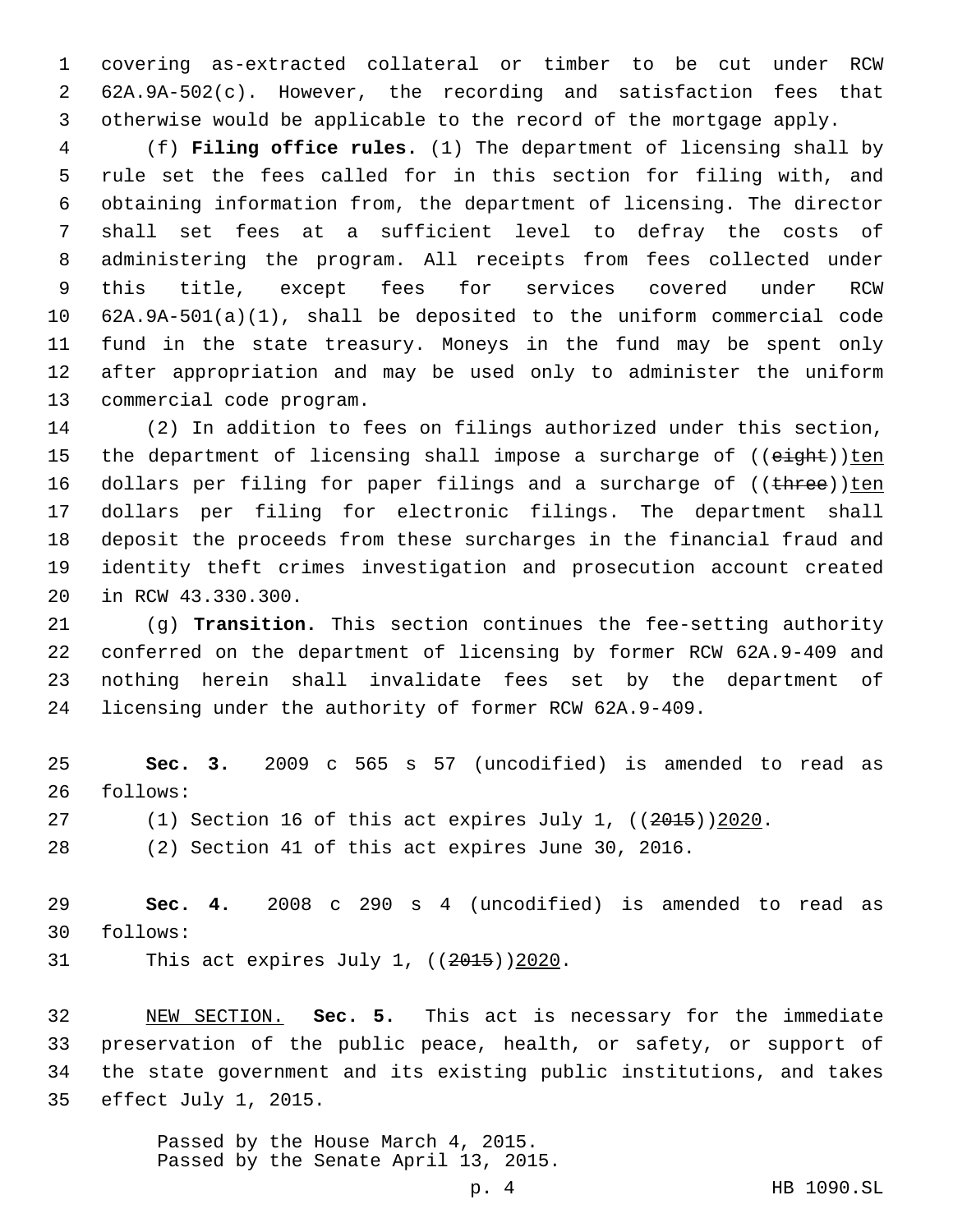covering as-extracted collateral or timber to be cut under RCW 62A.9A-502(c). However, the recording and satisfaction fees that otherwise would be applicable to the record of the mortgage apply.

(f) **Filing office rules.** (1) The department of licensing shall by rule set the fees called for in this section for filing with, and obtaining information from, the department of licensing. The director shall set fees at a sufficient level to defray the costs of administering the program. All receipts from fees collected under this title, except fees for services covered under RCW 62A.9A-501(a)(1), shall be deposited to the uniform commercial code fund in the state treasury. Moneys in the fund may be spent only after appropriation and may be used only to administer the uniform commercial code program.

(2) In addition to fees on filings authorized under this section, the department of licensing shall impose a surcharge of ((~~eight~~))<u>ten</u> dollars per filing for paper filings and a surcharge of ((~~three~~))<u>ten</u> dollars per filing for electronic filings. The department shall deposit the proceeds from these surcharges in the financial fraud and identity theft crimes investigation and prosecution account created in RCW 43.330.300.

(g) **Transition.** This section continues the fee-setting authority conferred on the department of licensing by former RCW 62A.9-409 and nothing herein shall invalidate fees set by the department of licensing under the authority of former RCW 62A.9-409.

**Sec. 3.** 2009 c 565 s 57 (uncodified) is amended to read as follows:

(1) Section 16 of this act expires July 1, ((~~2015~~))<u>2020</u>.

(2) Section 41 of this act expires June 30, 2016.

**Sec. 4.** 2008 c 290 s 4 (uncodified) is amended to read as follows:

This act expires July 1, ((~~2015~~))<u>2020</u>.

<u>NEW SECTION.</u> **Sec. 5.** This act is necessary for the immediate preservation of the public peace, health, or safety, or support of the state government and its existing public institutions, and takes effect July 1, 2015.

Passed by the House March 4, 2015.
Passed by the Senate April 13, 2015.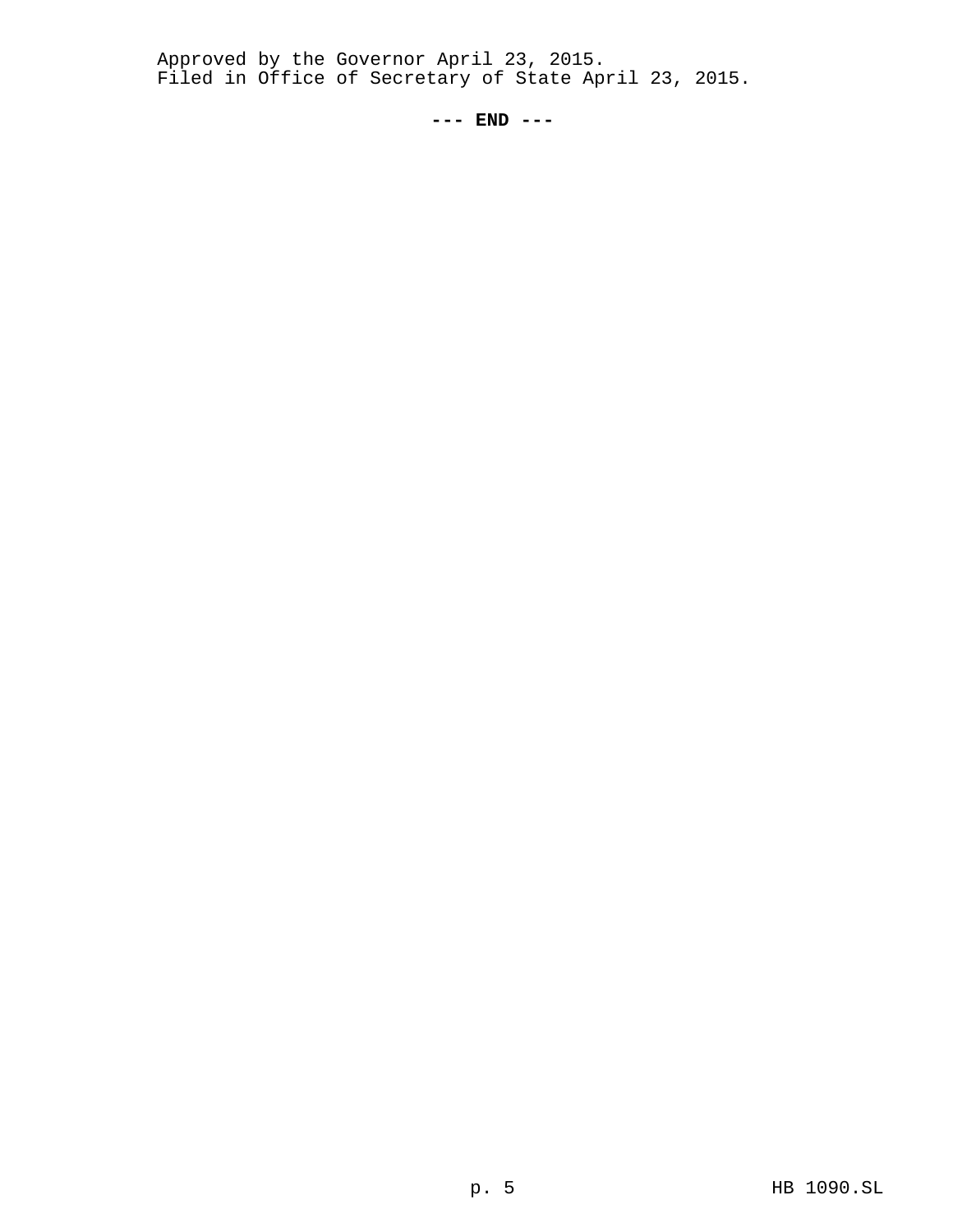Approved by the Governor April 23, 2015.
Filed in Office of Secretary of State April 23, 2015.

**--- END ---**